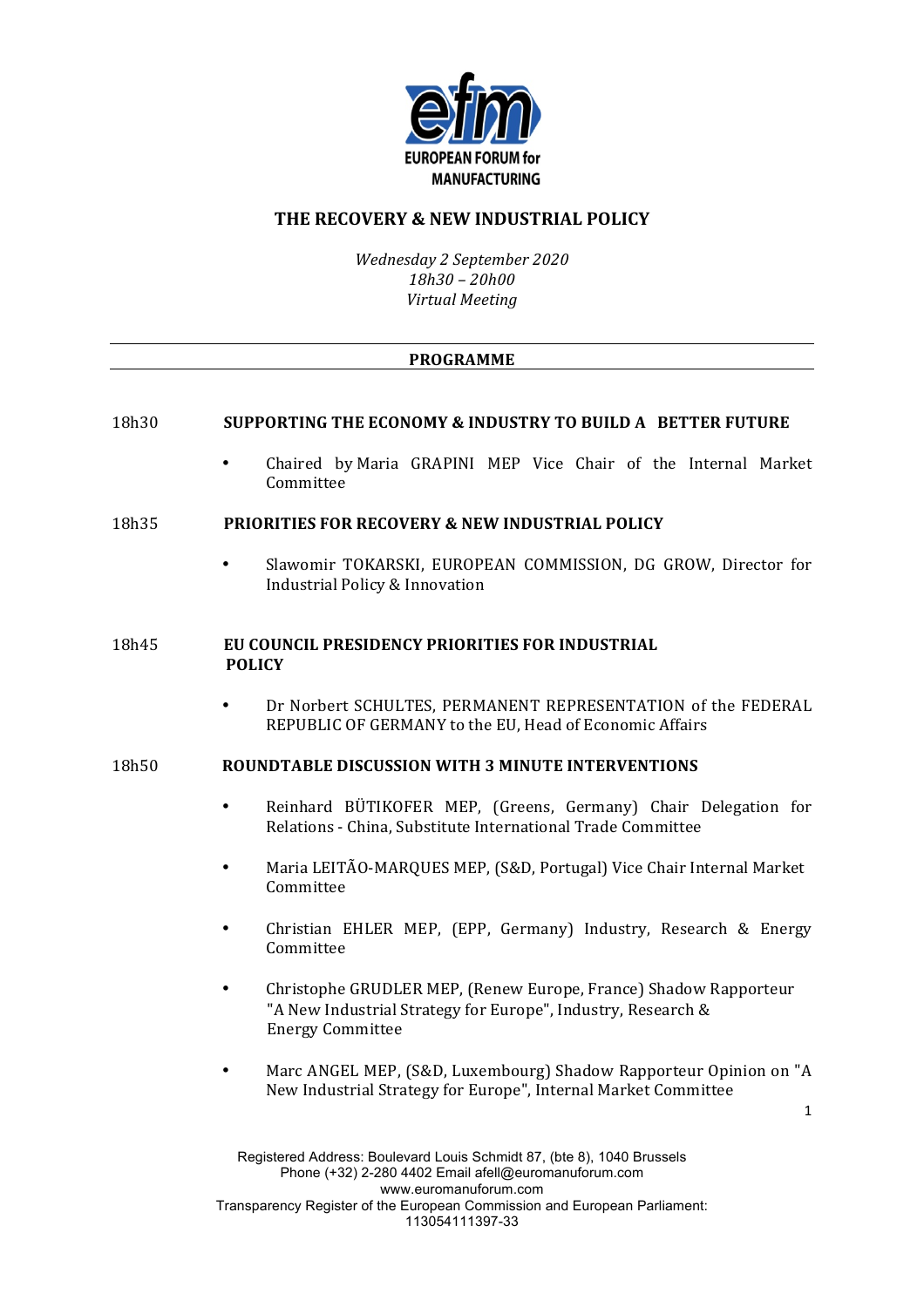EUROPEAN FORUM for MANUFACTURING

# THE RECOVERY & NEW INDUSTRIAL POLICY

*Wednesday 2 September 2020*
*18h30 – 20h00*
*Virtual Meeting*

## PROGRAMME

**18h30 SUPPORTING THE ECONOMY & INDUSTRY TO BUILD A BETTER FUTURE**

- Chaired by Maria GRAPINI MEP Vice Chair of the Internal Market Committee

**18h35 PRIORITIES FOR RECOVERY & NEW INDUSTRIAL POLICY**

- Slawomir TOKARSKI, EUROPEAN COMMISSION, DG GROW, Director for Industrial Policy & Innovation

**18h45 EU COUNCIL PRESIDENCY PRIORITIES FOR INDUSTRIAL POLICY**

- Dr Norbert SCHULTES, PERMANENT REPRESENTATION of the FEDERAL REPUBLIC OF GERMANY to the EU, Head of Economic Affairs

**18h50 ROUNDTABLE DISCUSSION WITH 3 MINUTE INTERVENTIONS**

- Reinhard BÜTIKOFER MEP, (Greens, Germany) Chair Delegation for Relations - China, Substitute International Trade Committee
- Maria LEITÃO-MARQUES MEP, (S&D, Portugal) Vice Chair Internal Market Committee
- Christian EHLER MEP, (EPP, Germany) Industry, Research & Energy Committee
- Christophe GRUDLER MEP, (Renew Europe, France) Shadow Rapporteur "A New Industrial Strategy for Europe", Industry, Research & Energy Committee
- Marc ANGEL MEP, (S&D, Luxembourg) Shadow Rapporteur Opinion on "A New Industrial Strategy for Europe", Internal Market Committee

Registered Address: Boulevard Louis Schmidt 87, (bte 8), 1040 Brussels
Phone (+32) 2-280 4402 Email afell@euromanuforum.com
www.euromanuforum.com
Transparency Register of the European Commission and European Parliament: 113054111397-33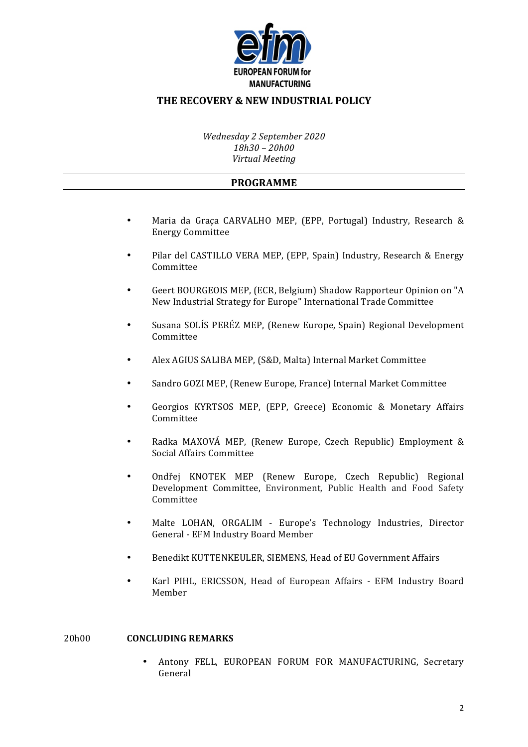EUROPEAN FORUM for MANUFACTURING

# THE RECOVERY & NEW INDUSTRIAL POLICY

*Wednesday 2 September 2020*
*18h30 – 20h00*
*Virtual Meeting*

## PROGRAMME

- Maria da Graça CARVALHO MEP, (EPP, Portugal) Industry, Research & Energy Committee
- Pilar del CASTILLO VERA MEP, (EPP, Spain) Industry, Research & Energy Committee
- Geert BOURGEOIS MEP, (ECR, Belgium) Shadow Rapporteur Opinion on "A New Industrial Strategy for Europe" International Trade Committee
- Susana SOLÍS PERÉZ MEP, (Renew Europe, Spain) Regional Development Committee
- Alex AGIUS SALIBA MEP, (S&D, Malta) Internal Market Committee
- Sandro GOZI MEP, (Renew Europe, France) Internal Market Committee
- Georgios KYRTSOS MEP, (EPP, Greece) Economic & Monetary Affairs Committee
- Radka MAXOVÁ MEP, (Renew Europe, Czech Republic) Employment & Social Affairs Committee
- Ondřej KNOTEK MEP (Renew Europe, Czech Republic) Regional Development Committee, Environment, Public Health and Food Safety Committee
- Malte LOHAN, ORGALIM - Europe's Technology Industries, Director General - EFM Industry Board Member
- Benedikt KUTTENKEULER, SIEMENS, Head of EU Government Affairs
- Karl PIHL, ERICSSON, Head of European Affairs - EFM Industry Board Member

20h00 **CONCLUDING REMARKS**

- Antony FELL, EUROPEAN FORUM FOR MANUFACTURING, Secretary General